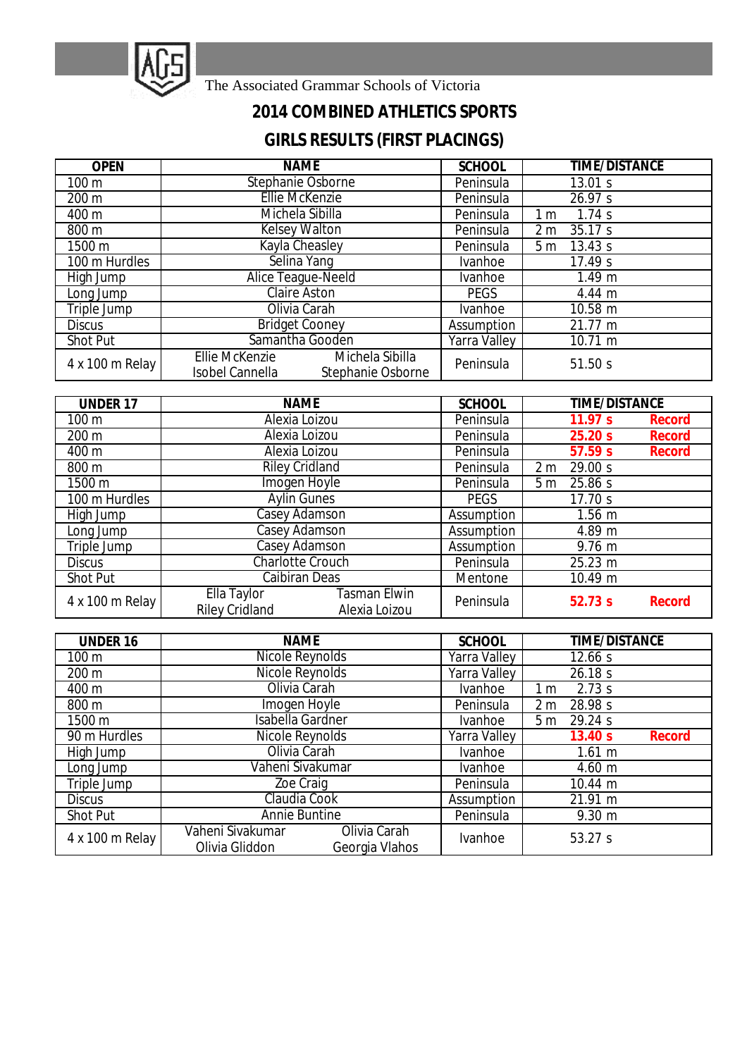The Associated Grammar Schools of Victoria

# 2014 COMBINED ATHLETICS SPORTS

## GIRLS RESULTS (FIRST PLACINGS)

| OPEN | NAME | SCHOOL | TIME/DISTANCE |
|---|---|---|---|
| 100 m | Stephanie Osborne | Peninsula | 13.01 s |
| 200 m | Ellie McKenzie | Peninsula | 26.97 s |
| 400 m | Michela Sibilla | Peninsula | 1 m 1.74 s |
| 800 m | Kelsey Walton | Peninsula | 2 m 35.17 s |
| 1500 m | Kayla Cheasley | Peninsula | 5 m 13.43 s |
| 100 m Hurdles | Selina Yang | Ivanhoe | 17.49 s |
| High Jump | Alice Teague-Neeld | Ivanhoe | 1.49 m |
| Long Jump | Claire Aston | PEGS | 4.44 m |
| Triple Jump | Olivia Carah | Ivanhoe | 10.58 m |
| Discus | Bridget Cooney | Assumption | 21.77 m |
| Shot Put | Samantha Gooden | Yarra Valley | 10.71 m |
| 4 x 100 m Relay | Ellie McKenzie, Michela Sibilla, Isobel Cannella, Stephanie Osborne | Peninsula | 51.50 s |

| UNDER 17 | NAME | SCHOOL | TIME/DISTANCE |
|---|---|---|---|
| 100 m | Alexia Loizou | Peninsula | **11.97 s Record** |
| 200 m | Alexia Loizou | Peninsula | **25.20 s Record** |
| 400 m | Alexia Loizou | Peninsula | **57.59 s Record** |
| 800 m | Riley Cridland | Peninsula | 2 m 29.00 s |
| 1500 m | Imogen Hoyle | Peninsula | 5 m 25.86 s |
| 100 m Hurdles | Aylin Gunes | PEGS | 17.70 s |
| High Jump | Casey Adamson | Assumption | 1.56 m |
| Long Jump | Casey Adamson | Assumption | 4.89 m |
| Triple Jump | Casey Adamson | Assumption | 9.76 m |
| Discus | Charlotte Crouch | Peninsula | 25.23 m |
| Shot Put | Caibiran Deas | Mentone | 10.49 m |
| 4 x 100 m Relay | Ella Taylor, Tasman Elwin, Riley Cridland, Alexia Loizou | Peninsula | **52.73 s Record** |

| UNDER 16 | NAME | SCHOOL | TIME/DISTANCE |
|---|---|---|---|
| 100 m | Nicole Reynolds | Yarra Valley | 12.66 s |
| 200 m | Nicole Reynolds | Yarra Valley | 26.18 s |
| 400 m | Olivia Carah | Ivanhoe | 1 m 2.73 s |
| 800 m | Imogen Hoyle | Peninsula | 2 m 28.98 s |
| 1500 m | Isabella Gardner | Ivanhoe | 5 m 29.24 s |
| 90 m Hurdles | Nicole Reynolds | Yarra Valley | **13.40 s Record** |
| High Jump | Olivia Carah | Ivanhoe | 1.61 m |
| Long Jump | Vaheni Sivakumar | Ivanhoe | 4.60 m |
| Triple Jump | Zoe Craig | Peninsula | 10.44 m |
| Discus | Claudia Cook | Assumption | 21.91 m |
| Shot Put | Annie Buntine | Peninsula | 9.30 m |
| 4 x 100 m Relay | Vaheni Sivakumar, Olivia Carah, Olivia Gliddon, Georgia Vlahos | Ivanhoe | 53.27 s |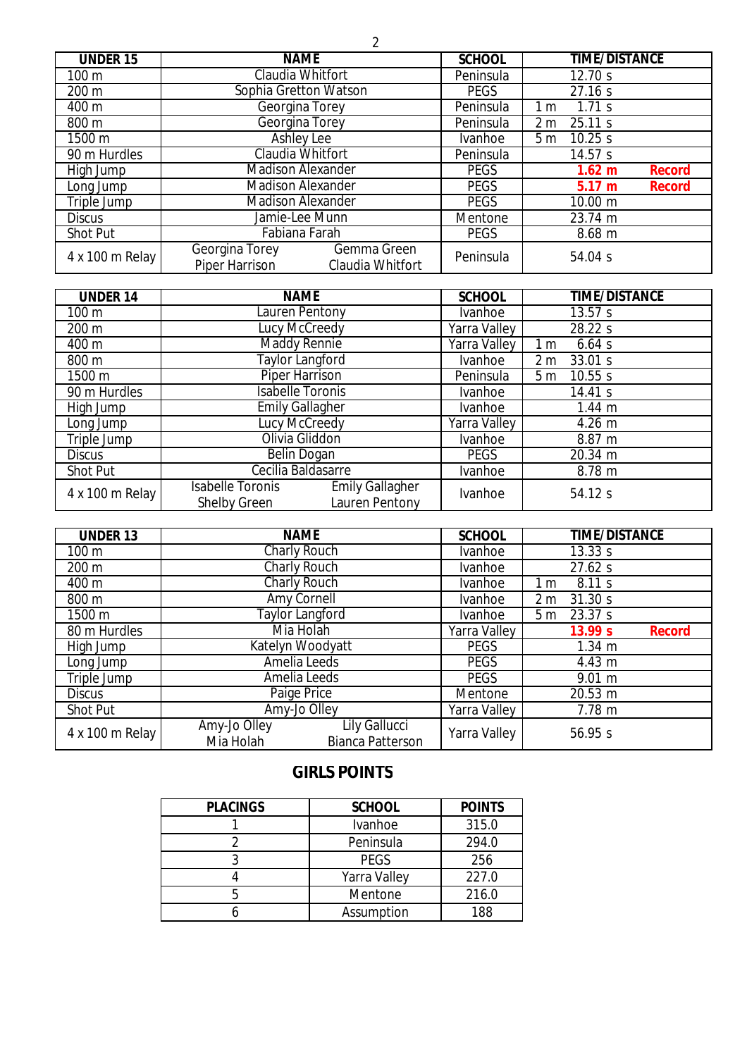| UNDER 15 | NAME | SCHOOL | TIME/DISTANCE |
|---|---|---|---|
| 100 m | Claudia Whitfort | Peninsula | 12.70 s |
| 200 m | Sophia Gretton Watson | PEGS | 27.16 s |
| 400 m | Georgina Torey | Peninsula | 1 m 1.71 s |
| 800 m | Georgina Torey | Peninsula | 2 m 25.11 s |
| 1500 m | Ashley Lee | Ivanhoe | 5 m 10.25 s |
| 90 m Hurdles | Claudia Whitfort | Peninsula | 14.57 s |
| High Jump | Madison Alexander | PEGS | **1.62 m** **Record** |
| Long Jump | Madison Alexander | PEGS | **5.17 m** **Record** |
| Triple Jump | Madison Alexander | PEGS | 10.00 m |
| Discus | Jamie-Lee Munn | Mentone | 23.74 m |
| Shot Put | Fabiana Farah | PEGS | 8.68 m |
| 4 x 100 m Relay | Georgina Torey, Gemma Green, Piper Harrison, Claudia Whitfort | Peninsula | 54.04 s |

| UNDER 14 | NAME | SCHOOL | TIME/DISTANCE |
|---|---|---|---|
| 100 m | Lauren Pentony | Ivanhoe | 13.57 s |
| 200 m | Lucy McCreedy | Yarra Valley | 28.22 s |
| 400 m | Maddy Rennie | Yarra Valley | 1 m 6.64 s |
| 800 m | Taylor Langford | Ivanhoe | 2 m 33.01 s |
| 1500 m | Piper Harrison | Peninsula | 5 m 10.55 s |
| 90 m Hurdles | Isabelle Toronis | Ivanhoe | 14.41 s |
| High Jump | Emily Gallagher | Ivanhoe | 1.44 m |
| Long Jump | Lucy McCreedy | Yarra Valley | 4.26 m |
| Triple Jump | Olivia Gliddon | Ivanhoe | 8.87 m |
| Discus | Belin Dogan | PEGS | 20.34 m |
| Shot Put | Cecilia Baldasarre | Ivanhoe | 8.78 m |
| 4 x 100 m Relay | Isabelle Toronis, Emily Gallagher, Shelby Green, Lauren Pentony | Ivanhoe | 54.12 s |

| UNDER 13 | NAME | SCHOOL | TIME/DISTANCE |
|---|---|---|---|
| 100 m | Charly Rouch | Ivanhoe | 13.33 s |
| 200 m | Charly Rouch | Ivanhoe | 27.62 s |
| 400 m | Charly Rouch | Ivanhoe | 1 m 8.11 s |
| 800 m | Amy Cornell | Ivanhoe | 2 m 31.30 s |
| 1500 m | Taylor Langford | Ivanhoe | 5 m 23.37 s |
| 80 m Hurdles | Mia Holah | Yarra Valley | **13.99 s** **Record** |
| High Jump | Katelyn Woodyatt | PEGS | 1.34 m |
| Long Jump | Amelia Leeds | PEGS | 4.43 m |
| Triple Jump | Amelia Leeds | PEGS | 9.01 m |
| Discus | Paige Price | Mentone | 20.53 m |
| Shot Put | Amy-Jo Olley | Yarra Valley | 7.78 m |
| 4 x 100 m Relay | Amy-Jo Olley, Lily Gallucci, Mia Holah, Bianca Patterson | Yarra Valley | 56.95 s |

## GIRLS POINTS

| PLACINGS | SCHOOL | POINTS |
|---|---|---|
| 1 | Ivanhoe | 315.0 |
| 2 | Peninsula | 294.0 |
| 3 | PEGS | 256 |
| 4 | Yarra Valley | 227.0 |
| 5 | Mentone | 216.0 |
| 6 | Assumption | 188 |